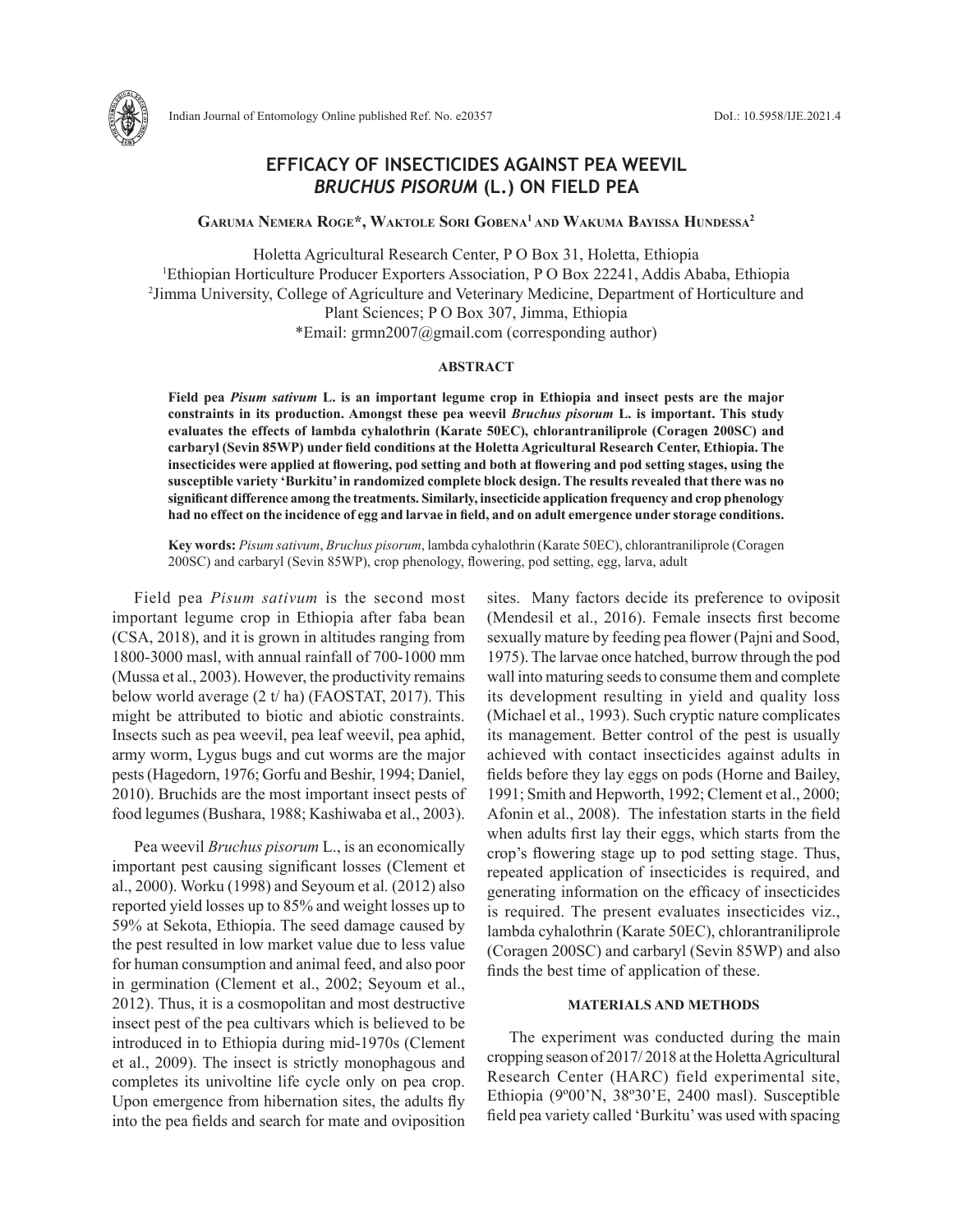# EFFICACY OF INSECTICIDES AGAINST PEA WEEVIL *BRUCHUS PISORUM* (L.) ON FIELD PEA

**Garuma Nemera Roge\*, Waktole Sori Gobena[1] and Wakuma Bayissa Hundessa[2]**

Holetta Agricultural Research Center, P O Box 31, Holetta, Ethiopia
[1]Ethiopian Horticulture Producer Exporters Association, P O Box 22241, Addis Ababa, Ethiopia
[2]Jimma University, College of Agriculture and Veterinary Medicine, Department of Horticulture and Plant Sciences; P O Box 307, Jimma, Ethiopia
\*Email: grmn2007@gmail.com (corresponding author)

## ABSTRACT

**Field pea *Pisum sativum* L. is an important legume crop in Ethiopia and insect pests are the major constraints in its production. Amongst these pea weevil *Bruchus pisorum* L. is important. This study evaluates the effects of lambda cyhalothrin (Karate 50EC), chlorantraniliprole (Coragen 200SC) and carbaryl (Sevin 85WP) under field conditions at the Holetta Agricultural Research Center, Ethiopia. The insecticides were applied at flowering, pod setting and both at flowering and pod setting stages, using the susceptible variety 'Burkitu' in randomized complete block design. The results revealed that there was no significant difference among the treatments. Similarly, insecticide application frequency and crop phenology had no effect on the incidence of egg and larvae in field, and on adult emergence under storage conditions.**

**Key words:** *Pisum sativum*, *Bruchus pisorum*, lambda cyhalothrin (Karate 50EC), chlorantraniliprole (Coragen 200SC) and carbaryl (Sevin 85WP), crop phenology, flowering, pod setting, egg, larva, adult

Field pea *Pisum sativum* is the second most important legume crop in Ethiopia after faba bean (CSA, 2018), and it is grown in altitudes ranging from 1800-3000 masl, with annual rainfall of 700-1000 mm (Mussa et al., 2003). However, the productivity remains below world average (2 t/ ha) (FAOSTAT, 2017). This might be attributed to biotic and abiotic constraints. Insects such as pea weevil, pea leaf weevil, pea aphid, army worm, Lygus bugs and cut worms are the major pests (Hagedorn, 1976; Gorfu and Beshir, 1994; Daniel, 2010). Bruchids are the most important insect pests of food legumes (Bushara, 1988; Kashiwaba et al., 2003).

Pea weevil *Bruchus pisorum* L., is an economically important pest causing significant losses (Clement et al., 2000). Worku (1998) and Seyoum et al*.* (2012) also reported yield losses up to 85% and weight losses up to 59% at Sekota, Ethiopia. The seed damage caused by the pest resulted in low market value due to less value for human consumption and animal feed, and also poor in germination (Clement et al., 2002; Seyoum et al., 2012). Thus, it is a cosmopolitan and most destructive insect pest of the pea cultivars which is believed to be introduced in to Ethiopia during mid-1970s (Clement et al., 2009). The insect is strictly monophagous and completes its univoltine life cycle only on pea crop. Upon emergence from hibernation sites, the adults fly into the pea fields and search for mate and oviposition sites. Many factors decide its preference to oviposit (Mendesil et al., 2016). Female insects first become sexually mature by feeding pea flower (Pajni and Sood, 1975). The larvae once hatched, burrow through the pod wall into maturing seeds to consume them and complete its development resulting in yield and quality loss (Michael et al., 1993). Such cryptic nature complicates its management. Better control of the pest is usually achieved with contact insecticides against adults in fields before they lay eggs on pods (Horne and Bailey, 1991; Smith and Hepworth, 1992; Clement et al., 2000; Afonin et al., 2008). The infestation starts in the field when adults first lay their eggs, which starts from the crop's flowering stage up to pod setting stage. Thus, repeated application of insecticides is required, and generating information on the efficacy of insecticides is required. The present evaluates insecticides viz., lambda cyhalothrin (Karate 50EC), chlorantraniliprole (Coragen 200SC) and carbaryl (Sevin 85WP) and also finds the best time of application of these.

## MATERIALS AND METHODS

The experiment was conducted during the main cropping season of 2017/ 2018 at the Holetta Agricultural Research Center (HARC) field experimental site, Ethiopia (9º00'N, 38º30'E, 2400 masl). Susceptible field pea variety called 'Burkitu' was used with spacing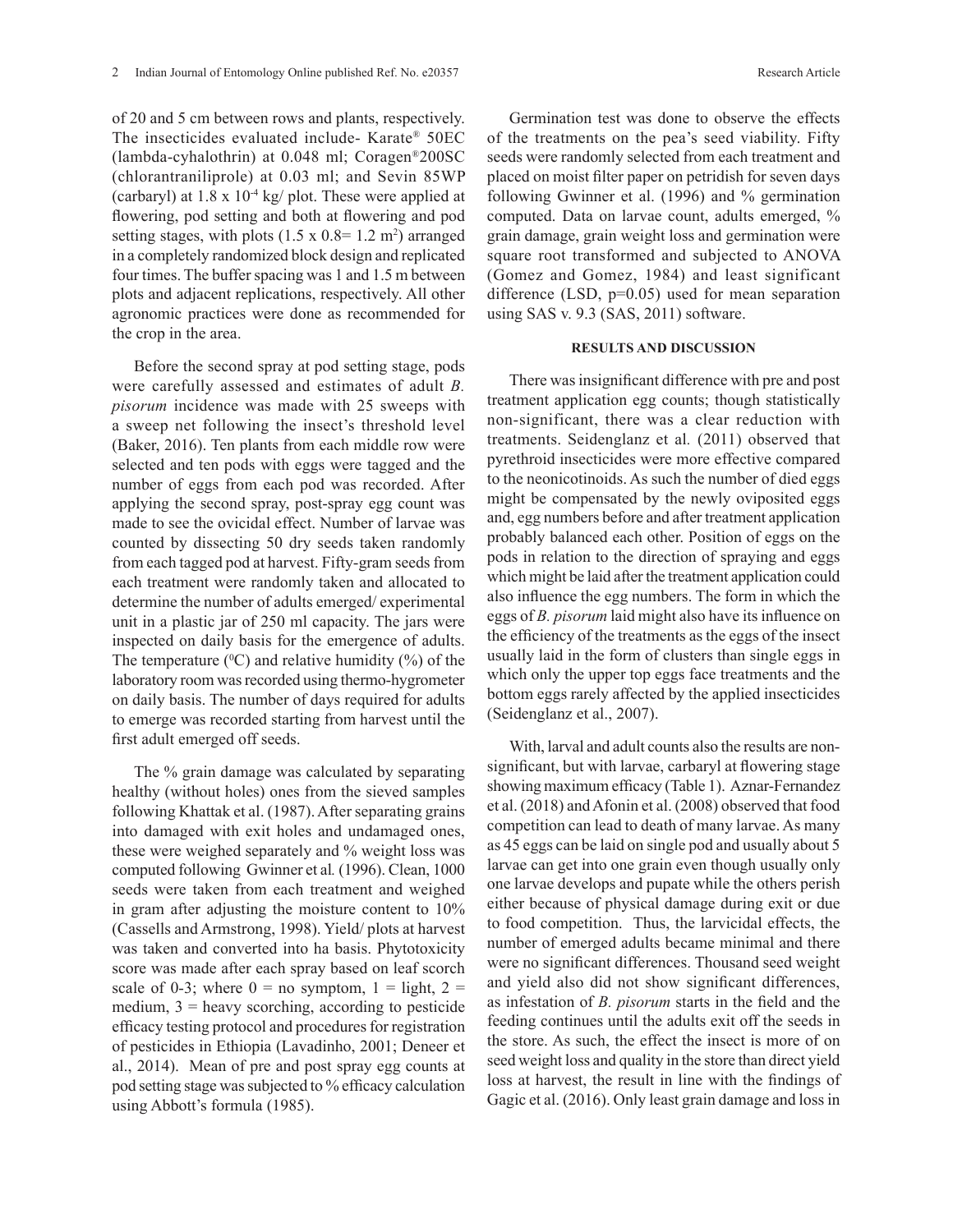of 20 and 5 cm between rows and plants, respectively. The insecticides evaluated include- Karate® 50EC (lambda-cyhalothrin) at 0.048 ml; Coragen®200SC (chlorantraniliprole) at 0.03 ml; and Sevin 85WP (carbaryl) at $1.8 \times 10^{-4}$ kg/ plot. These were applied at flowering, pod setting and both at flowering and pod setting stages, with plots ($1.5 \times 0.8 = 1.2$ m$^2$) arranged in a completely randomized block design and replicated four times. The buffer spacing was 1 and 1.5 m between plots and adjacent replications, respectively. All other agronomic practices were done as recommended for the crop in the area.

Before the second spray at pod setting stage, pods were carefully assessed and estimates of adult *B. pisorum* incidence was made with 25 sweeps with a sweep net following the insect's threshold level (Baker, 2016). Ten plants from each middle row were selected and ten pods with eggs were tagged and the number of eggs from each pod was recorded. After applying the second spray, post-spray egg count was made to see the ovicidal effect. Number of larvae was counted by dissecting 50 dry seeds taken randomly from each tagged pod at harvest. Fifty-gram seeds from each treatment were randomly taken and allocated to determine the number of adults emerged/ experimental unit in a plastic jar of 250 ml capacity. The jars were inspected on daily basis for the emergence of adults. The temperature ($^0$C) and relative humidity (%) of the laboratory room was recorded using thermo-hygrometer on daily basis. The number of days required for adults to emerge was recorded starting from harvest until the first adult emerged off seeds.

The % grain damage was calculated by separating healthy (without holes) ones from the sieved samples following Khattak et al. (1987). After separating grains into damaged with exit holes and undamaged ones, these were weighed separately and % weight loss was computed following Gwinner et al. (1996). Clean, 1000 seeds were taken from each treatment and weighed in gram after adjusting the moisture content to 10% (Cassells and Armstrong, 1998). Yield/ plots at harvest was taken and converted into ha basis. Phytotoxicity score was made after each spray based on leaf scorch scale of 0-3; where 0 = no symptom, 1 = light, 2 = medium, 3 = heavy scorching, according to pesticide efficacy testing protocol and procedures for registration of pesticides in Ethiopia (Lavadinho, 2001; Deneer et al., 2014). Mean of pre and post spray egg counts at pod setting stage was subjected to % efficacy calculation using Abbott's formula (1985).

Germination test was done to observe the effects of the treatments on the pea's seed viability. Fifty seeds were randomly selected from each treatment and placed on moist filter paper on petridish for seven days following Gwinner et al. (1996) and % germination computed. Data on larvae count, adults emerged, % grain damage, grain weight loss and germination were square root transformed and subjected to ANOVA (Gomez and Gomez, 1984) and least significant difference (LSD, p=0.05) used for mean separation using SAS v. 9.3 (SAS, 2011) software.

## RESULTS AND DISCUSSION

There was insignificant difference with pre and post treatment application egg counts; though statistically non-significant, there was a clear reduction with treatments. Seidenglanz et al. (2011) observed that pyrethroid insecticides were more effective compared to the neonicotinoids. As such the number of died eggs might be compensated by the newly oviposited eggs and, egg numbers before and after treatment application probably balanced each other. Position of eggs on the pods in relation to the direction of spraying and eggs which might be laid after the treatment application could also influence the egg numbers. The form in which the eggs of *B. pisorum* laid might also have its influence on the efficiency of the treatments as the eggs of the insect usually laid in the form of clusters than single eggs in which only the upper top eggs face treatments and the bottom eggs rarely affected by the applied insecticides (Seidenglanz et al., 2007).

With, larval and adult counts also the results are non-significant, but with larvae, carbaryl at flowering stage showing maximum efficacy (Table 1). Aznar-Fernandez et al. (2018) and Afonin et al. (2008) observed that food competition can lead to death of many larvae. As many as 45 eggs can be laid on single pod and usually about 5 larvae can get into one grain even though usually only one larvae develops and pupate while the others perish either because of physical damage during exit or due to food competition. Thus, the larvicidal effects, the number of emerged adults became minimal and there were no significant differences. Thousand seed weight and yield also did not show significant differences, as infestation of *B. pisorum* starts in the field and the feeding continues until the adults exit off the seeds in the store. As such, the effect the insect is more of on seed weight loss and quality in the store than direct yield loss at harvest, the result in line with the findings of Gagic et al. (2016). Only least grain damage and loss in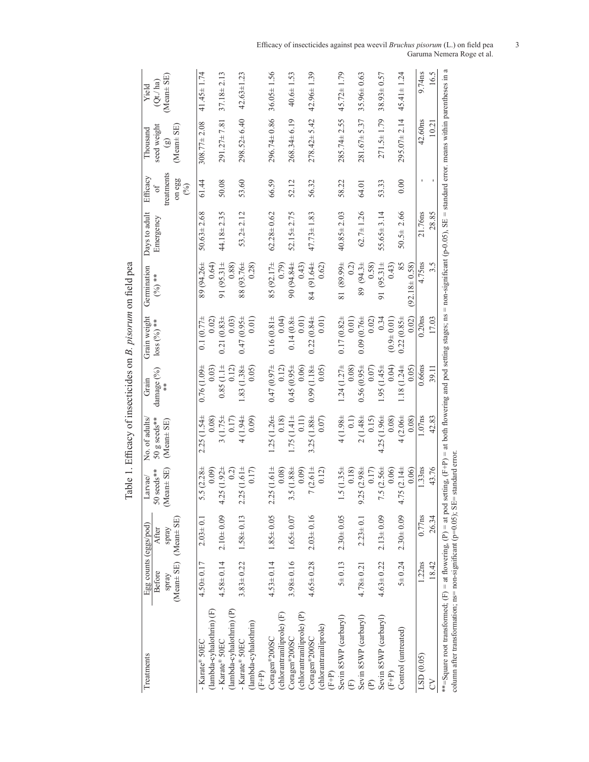Table 1. Efficacy of insecticides on *B. pisorum* on field pea

| Treatments | Egg counts (eggs/pod) | | Larvae/ 50 seeds** (Mean± SE) | No. of adults/ 50 g seeds** (Mean± SE) | Grain damage (%) ** | Grain weight loss (%) ** | Germination (%) ** | Days to adult Emergency | Efficacy of treatments on egg (%) | Thousand seed weight (g) (Mean± SE) | Yield (Qt./ha) (Mean± SE) |
|---|---|---|---|---|---|---|---|---|---|---|---|
| | Before spray (Mean± SE) | After spray (Mean± SE) | | | | | | | | | |
| - Karate® 50EC (lambda-cyhalothrin) (F) | 4.50± 0.17 | 2.03± 0.1 | 5.5 (2.28± 0.09) | 2.25 (1.54± 0.08) | 0.76 (1.09± 0.03) | 0.1 (0.77± 0.02) | 89 (94.26± 0.64) | 50.63± 2.68 | 61.44 | 308.77± 2.08 | 41.45± 1.74 |
| - Karate® 50EC (lambda-cyhalothrin) (P) | 4.58± 0.14 | 2.10± 0.09 | 4.25 (1.92± 0.2) | 3 (1.75± 0.17) | 0.85 (1.1± 0.12) | 0.21 (0.83± 0.03) | 91 (95.31± 0.88) | 44.18± 2.35 | 50.08 | 291.27± 7.81 | 37.18± 2.13 |
| - Karate® 50EC (lambda-cyhalothrin) (F+P) | 3.83± 0.22 | 1.58± 0.13 | 2.25 (1.61± 0.17) | 4 (1.94± 0.09) | 1.83 (1.38± 0.05) | 0.47 (0.95± 0.01) | 88 (93.76± 0.28) | 53.2± 2.12 | 53.60 | 298.52± 6.40 | 42.63± 1.23 |
| Coragen®200SC (chlorantraniliprole) (F) | 4.53± 0.14 | 1.85± 0.05 | 2.25 (1.61± 0.08) | 1.25 (1.26± 0.18) | 0.47 (0.97± 0.12) | 0.16 (0.81± 0.04) | 85 (92.17± 0.79) | 62.28± 0.62 | 66.59 | 296.74± 0.86 | 36.05± 1.56 |
| Coragen®200SC (chlorantraniliprole) (P) | 3.98± 0.16 | 1.65± 0.07 | 3.5 (1.88± 0.09) | 1.75 (1.41± 0.11) | 0.45 (0.95± 0.06) | 0.14 (0.8± 0.01) | 90 (94.84± 0.43) | 52.15± 2.75 | 52.12 | 268.34± 6.19 | 40.6± 1.53 |
| Coragen®200SC (chlorantraniliprole) (F+P) | 4.65± 0.28 | 2.03± 0.16 | 7 (2.61± 0.12) | 3.25 (1.88± 0.07) | 0.99 (1.18± 0.05) | 0.22 (0.84± 0.01) | 84 (91.64± 0.62) | 47.73± 1.83 | 56.32 | 278.42± 5.42 | 42.96± 1.39 |
| Sevin 85WP (carbaryl) (F) | 5± 0.13 | 2.30± 0.05 | 1.5 (1.35± 0.18) | 4 (1.98± 0.1) | 1.24 (1.27± 0.08) | 0.17 (0.82± 0.01) | 81 (89.99± 0.2) | 40.85± 2.03 | 58.22 | 285.74± 2.55 | 45.72± 1.79 |
| Sevin 85WP (carbaryl) (P) | 4.78± 0.21 | 2.23± 0.1 | 9.25 (2.98± 0.17) | 2 (1.48± 0.15) | 0.56 (0.95± 0.07) | 0.09 (0.76± 0.02) | 89 (94.3± 0.58) | 62.7± 1.26 | 64.01 | 281.67± 5.37 | 35.96± 0.63 |
| Sevin 85WP (carbaryl) (F+P) | 4.63± 0.22 | 2.13± 0.09 | 7.5 (2.56± 0.06) | 4.25 (1.96± 0.08) | 1.95 (1.45± 0.04) | 0.34 (0.9± 0.01) | 91 (95.31± 0.43) | 55.65± 3.14 | 53.33 | 271.5± 1.79 | 38.93± 0.57 |
| Control (untreated) | 5± 0.24 | 2.30± 0.09 | 4.75 (2.14± 0.06) | 4 (2.06± 0.08) | 1.18 (1.24± 0.05) | 0.22 (0.85± 0.02) | 85 (92.18± 0.58) | 50.5± 2.66 | 0.00 | 295.07± 2.14 | 45.41± 1.24 |
| LSD (0.05) | 1.22ns | 0.77ns | 1.33ns | 1.07ns | 0.66ns | 0.20ns | 4.75ns | 21.76ns | - | 42.60ns | 9.74ns |
| CV | 18.42 | 26.34 | 43.76 | 42.83 | 39.11 | 17.03 | 3.5 | 28.85 | - | 10.21 | 16.5 |

**=Square root transformed; (F) = at flowering, (P) = at pod setting, (F+P) = at both flowering and pod setting stages; ns = non-significant (p-0.05), SE = standard error. means within parentheses in a column after transformation; ns= non-significant (p=0.05); SE= standard error.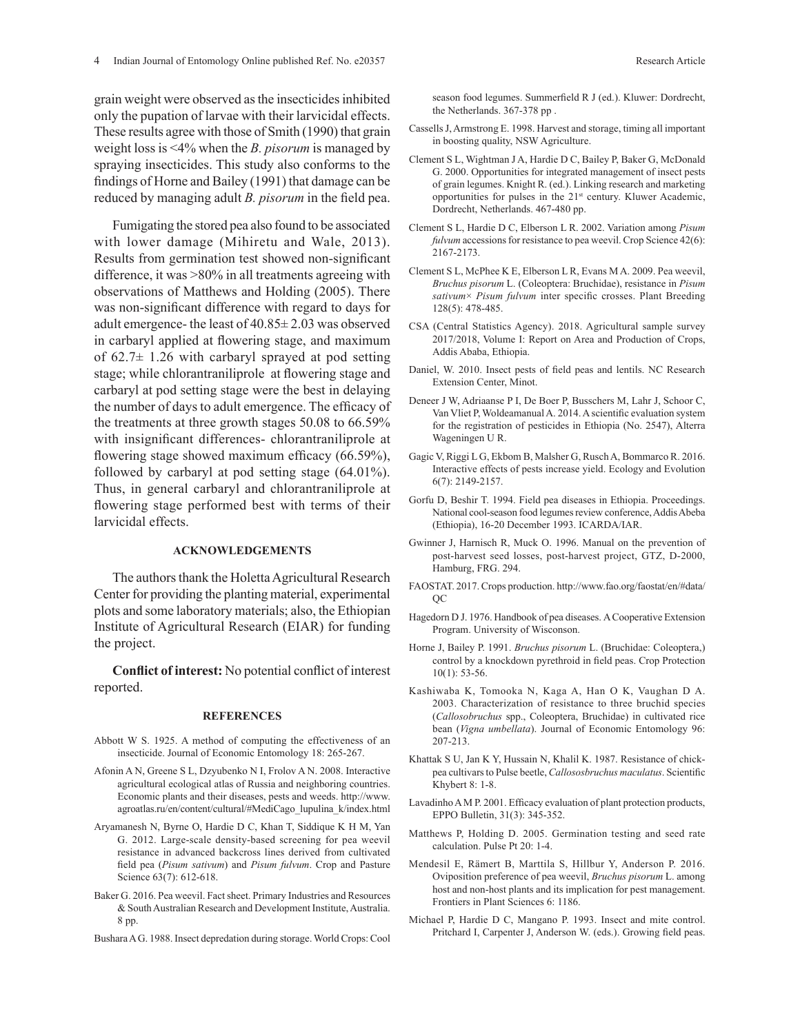grain weight were observed as the insecticides inhibited only the pupation of larvae with their larvicidal effects. These results agree with those of Smith (1990) that grain weight loss is <4% when the *B. pisorum* is managed by spraying insecticides. This study also conforms to the findings of Horne and Bailey (1991) that damage can be reduced by managing adult *B. pisorum* in the field pea.

Fumigating the stored pea also found to be associated with lower damage (Mihiretu and Wale, 2013). Results from germination test showed non-significant difference, it was >80% in all treatments agreeing with observations of Matthews and Holding (2005). There was non-significant difference with regard to days for adult emergence- the least of 40.85± 2.03 was observed in carbaryl applied at flowering stage, and maximum of 62.7± 1.26 with carbaryl sprayed at pod setting stage; while chlorantraniliprole at flowering stage and carbaryl at pod setting stage were the best in delaying the number of days to adult emergence. The efficacy of the treatments at three growth stages 50.08 to 66.59% with insignificant differences- chlorantraniliprole at flowering stage showed maximum efficacy (66.59%), followed by carbaryl at pod setting stage (64.01%). Thus, in general carbaryl and chlorantraniliprole at flowering stage performed best with terms of their larvicidal effects.

## ACKNOWLEDGEMENTS

The authors thank the Holetta Agricultural Research Center for providing the planting material, experimental plots and some laboratory materials; also, the Ethiopian Institute of Agricultural Research (EIAR) for funding the project.

**Conflict of interest:** No potential conflict of interest reported.

## REFERENCES

Abbott W S. 1925. A method of computing the effectiveness of an insecticide. Journal of Economic Entomology 18: 265-267.

Afonin A N, Greene S L, Dzyubenko N I, Frolov A N. 2008. Interactive agricultural ecological atlas of Russia and neighboring countries. Economic plants and their diseases, pests and weeds. http://www.agroatlas.ru/en/content/cultural/#MediCago_lupulina_k/index.html

Aryamanesh N, Byrne O, Hardie D C, Khan T, Siddique K H M, Yan G. 2012. Large-scale density-based screening for pea weevil resistance in advanced backcross lines derived from cultivated field pea (*Pisum sativum*) and *Pisum fulvum*. Crop and Pasture Science 63(7): 612-618.

Baker G. 2016. Pea weevil. Fact sheet. Primary Industries and Resources & South Australian Research and Development Institute, Australia. 8 pp.

Bushara A G. 1988. Insect depredation during storage. World Crops: Cool season food legumes. Summerfield R J (ed.). Kluwer: Dordrecht, the Netherlands. 367-378 pp .

Cassells J, Armstrong E. 1998. Harvest and storage, timing all important in boosting quality, NSW Agriculture.

Clement S L, Wightman J A, Hardie D C, Bailey P, Baker G, McDonald G. 2000. Opportunities for integrated management of insect pests of grain legumes. Knight R. (ed.). Linking research and marketing opportunities for pulses in the 21st century. Kluwer Academic, Dordrecht, Netherlands. 467-480 pp.

Clement S L, Hardie D C, Elberson L R. 2002. Variation among *Pisum fulvum* accessions for resistance to pea weevil. Crop Science 42(6): 2167-2173.

Clement S L, McPhee K E, Elberson L R, Evans M A. 2009. Pea weevil, *Bruchus pisorum* L. (Coleoptera: Bruchidae), resistance in *Pisum sativum× Pisum fulvum* inter specific crosses. Plant Breeding 128(5): 478-485.

CSA (Central Statistics Agency). 2018. Agricultural sample survey 2017/2018, Volume I: Report on Area and Production of Crops, Addis Ababa, Ethiopia.

Daniel, W. 2010. Insect pests of field peas and lentils. NC Research Extension Center, Minot.

Deneer J W, Adriaanse P I, De Boer P, Busschers M, Lahr J, Schoor C, Van Vliet P, Woldeamanual A. 2014. A scientific evaluation system for the registration of pesticides in Ethiopia (No. 2547), Alterra Wageningen U R.

Gagic V, Riggi L G, Ekbom B, Malsher G, Rusch A, Bommarco R. 2016. Interactive effects of pests increase yield. Ecology and Evolution 6(7): 2149-2157.

Gorfu D, Beshir T. 1994. Field pea diseases in Ethiopia. Proceedings. National cool-season food legumes review conference, Addis Abeba (Ethiopia), 16-20 December 1993. ICARDA/IAR.

Gwinner J, Harnisch R, Muck O. 1996. Manual on the prevention of post-harvest seed losses, post-harvest project, GTZ, D-2000, Hamburg, FRG. 294.

FAOSTAT. 2017. Crops production. http://www.fao.org/faostat/en/#data/QC

Hagedorn D J. 1976. Handbook of pea diseases. A Cooperative Extension Program. University of Wisconson.

Horne J, Bailey P. 1991. *Bruchus pisorum* L. (Bruchidae: Coleoptera,) control by a knockdown pyrethroid in field peas. Crop Protection 10(1): 53-56.

Kashiwaba K, Tomooka N, Kaga A, Han O K, Vaughan D A. 2003. Characterization of resistance to three bruchid species (*Callosobruchus* spp., Coleoptera, Bruchidae) in cultivated rice bean (*Vigna umbellata*). Journal of Economic Entomology 96: 207-213.

Khattak S U, Jan K Y, Hussain N, Khalil K. 1987. Resistance of chick-pea cultivars to Pulse beetle, *Callososbruchus maculatus*. Scientific Khybert 8: 1-8.

Lavadinho A M P. 2001. Efficacy evaluation of plant protection products, EPPO Bulletin, 31(3): 345-352.

Matthews P, Holding D. 2005. Germination testing and seed rate calculation. Pulse Pt 20: 1-4.

Mendesil E, Rämert B, Marttila S, Hillbur Y, Anderson P. 2016. Oviposition preference of pea weevil, *Bruchus pisorum* L. among host and non-host plants and its implication for pest management. Frontiers in Plant Sciences 6: 1186.

Michael P, Hardie D C, Mangano P. 1993. Insect and mite control. Pritchard I, Carpenter J, Anderson W. (eds.). Growing field peas.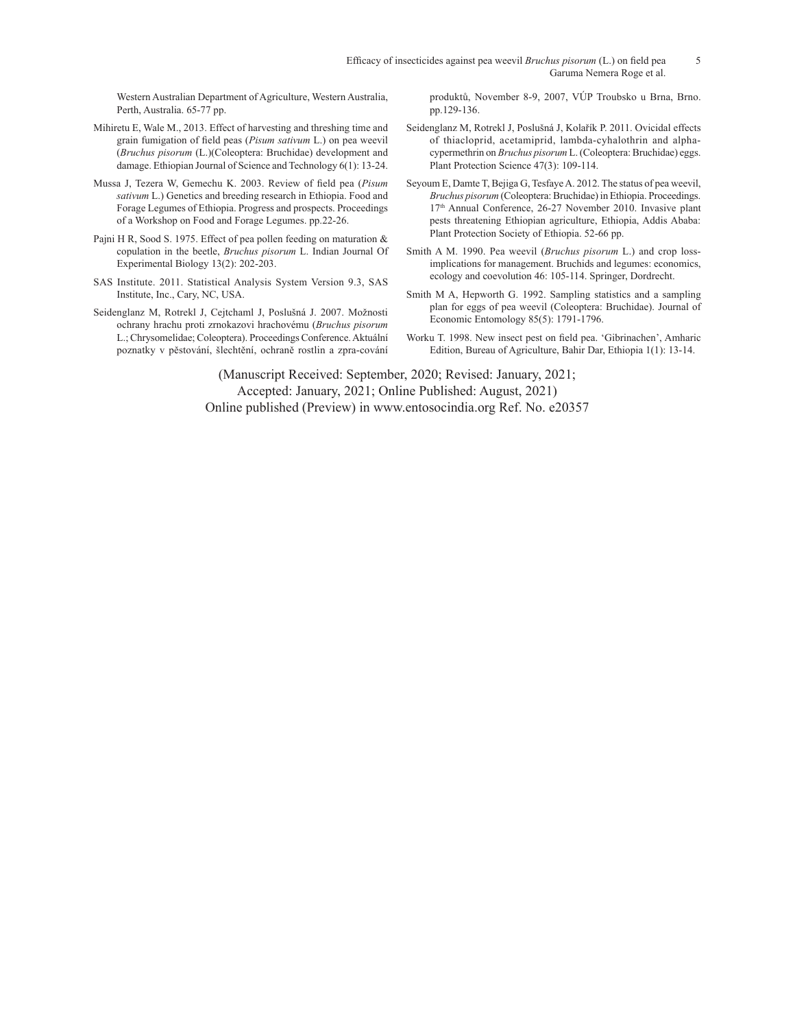Western Australian Department of Agriculture, Western Australia, Perth, Australia. 65-77 pp.

Mihiretu E, Wale M., 2013. Effect of harvesting and threshing time and grain fumigation of field peas (*Pisum sativum* L.) on pea weevil (*Bruchus pisorum* (L.)(Coleoptera: Bruchidae) development and damage. Ethiopian Journal of Science and Technology 6(1): 13-24.

Mussa J, Tezera W, Gemechu K. 2003. Review of field pea (*Pisum sativum* L.) Genetics and breeding research in Ethiopia. Food and Forage Legumes of Ethiopia. Progress and prospects. Proceedings of a Workshop on Food and Forage Legumes. pp.22-26.

Pajni H R, Sood S. 1975. Effect of pea pollen feeding on maturation & copulation in the beetle, *Bruchus pisorum* L. Indian Journal Of Experimental Biology 13(2): 202-203.

SAS Institute. 2011. Statistical Analysis System Version 9.3, SAS Institute, Inc., Cary, NC, USA.

Seidenglanz M, Rotrekl J, Cejtchaml J, Poslušná J. 2007. Možnosti ochrany hrachu proti zrnokazovi hrachovému (*Bruchus pisorum* L.; Chrysomelidae; Coleoptera). Proceedings Conference. Aktuální poznatky v pěstování, šlechtění, ochraně rostlin a zpra-cování produktů, November 8-9, 2007, VÚP Troubsko u Brna, Brno. pp.129-136.

Seidenglanz M, Rotrekl J, Poslušná J, Kolařík P. 2011. Ovicidal effects of thiacloprid, acetamiprid, lambda-cyhalothrin and alpha-cypermethrin on *Bruchus pisorum* L. (Coleoptera: Bruchidae) eggs. Plant Protection Science 47(3): 109-114.

Seyoum E, Damte T, Bejiga G, Tesfaye A. 2012. The status of pea weevil, *Bruchus pisorum* (Coleoptera: Bruchidae) in Ethiopia. Proceedings. 17th Annual Conference, 26-27 November 2010. Invasive plant pests threatening Ethiopian agriculture, Ethiopia, Addis Ababa: Plant Protection Society of Ethiopia. 52-66 pp.

Smith A M. 1990. Pea weevil (*Bruchus pisorum* L.) and crop loss-implications for management. Bruchids and legumes: economics, ecology and coevolution 46: 105-114. Springer, Dordrecht.

Smith M A, Hepworth G. 1992. Sampling statistics and a sampling plan for eggs of pea weevil (Coleoptera: Bruchidae). Journal of Economic Entomology 85(5): 1791-1796.

Worku T. 1998. New insect pest on field pea. 'Gibrinachen', Amharic Edition, Bureau of Agriculture, Bahir Dar, Ethiopia 1(1): 13-14.

(Manuscript Received: September, 2020; Revised: January, 2021; Accepted: January, 2021; Online Published: August, 2021)
Online published (Preview) in www.entosocindia.org Ref. No. e20357